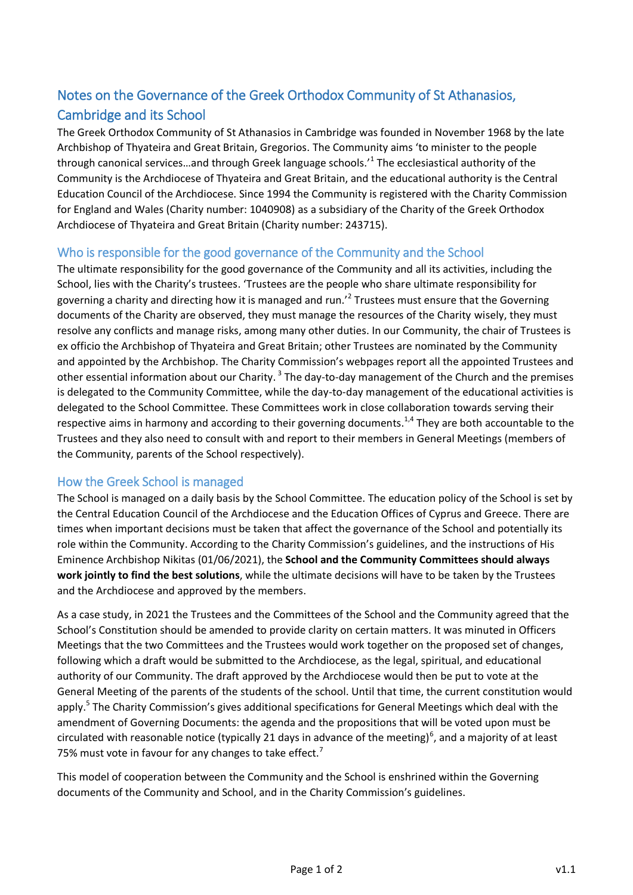# Notes on the Governance of the Greek Orthodox Community of St Athanasios, Cambridge and its School

The Greek Orthodox Community of St Athanasios in Cambridge was founded in November 1968 by the late Archbishop of Thyateira and Great Britain, Gregorios. The Community aims 'to minister to the people through canonical services…and through Greek language schools.'[1] The ecclesiastical authority of the Community is the Archdiocese of Thyateira and Great Britain, and the educational authority is the Central Education Council of the Archdiocese. Since 1994 the Community is registered with the Charity Commission for England and Wales (Charity number: 1040908) as a subsidiary of the Charity of the Greek Orthodox Archdiocese of Thyateira and Great Britain (Charity number: 243715).

## Who is responsible for the good governance of the Community and the School

The ultimate responsibility for the good governance of the Community and all its activities, including the School, lies with the Charity's trustees. 'Trustees are the people who share ultimate responsibility for governing a charity and directing how it is managed and run.'[2] Trustees must ensure that the Governing documents of the Charity are observed, they must manage the resources of the Charity wisely, they must resolve any conflicts and manage risks, among many other duties. In our Community, the chair of Trustees is ex officio the Archbishop of Thyateira and Great Britain; other Trustees are nominated by the Community and appointed by the Archbishop. The Charity Commission's webpages report all the appointed Trustees and other essential information about our Charity.[3] The day-to-day management of the Church and the premises is delegated to the Community Committee, while the day-to-day management of the educational activities is delegated to the School Committee. These Committees work in close collaboration towards serving their respective aims in harmony and according to their governing documents.[1,4] They are both accountable to the Trustees and they also need to consult with and report to their members in General Meetings (members of the Community, parents of the School respectively).

## How the Greek School is managed

The School is managed on a daily basis by the School Committee. The education policy of the School is set by the Central Education Council of the Archdiocese and the Education Offices of Cyprus and Greece. There are times when important decisions must be taken that affect the governance of the School and potentially its role within the Community. According to the Charity Commission's guidelines, and the instructions of His Eminence Archbishop Nikitas (01/06/2021), the **School and the Community Committees should always work jointly to find the best solutions**, while the ultimate decisions will have to be taken by the Trustees and the Archdiocese and approved by the members.

As a case study, in 2021 the Trustees and the Committees of the School and the Community agreed that the School's Constitution should be amended to provide clarity on certain matters. It was minuted in Officers Meetings that the two Committees and the Trustees would work together on the proposed set of changes, following which a draft would be submitted to the Archdiocese, as the legal, spiritual, and educational authority of our Community. The draft approved by the Archdiocese would then be put to vote at the General Meeting of the parents of the students of the school. Until that time, the current constitution would apply.[5] The Charity Commission's gives additional specifications for General Meetings which deal with the amendment of Governing Documents: the agenda and the propositions that will be voted upon must be circulated with reasonable notice (typically 21 days in advance of the meeting)[6], and a majority of at least 75% must vote in favour for any changes to take effect.[7]

This model of cooperation between the Community and the School is enshrined within the Governing documents of the Community and School, and in the Charity Commission's guidelines.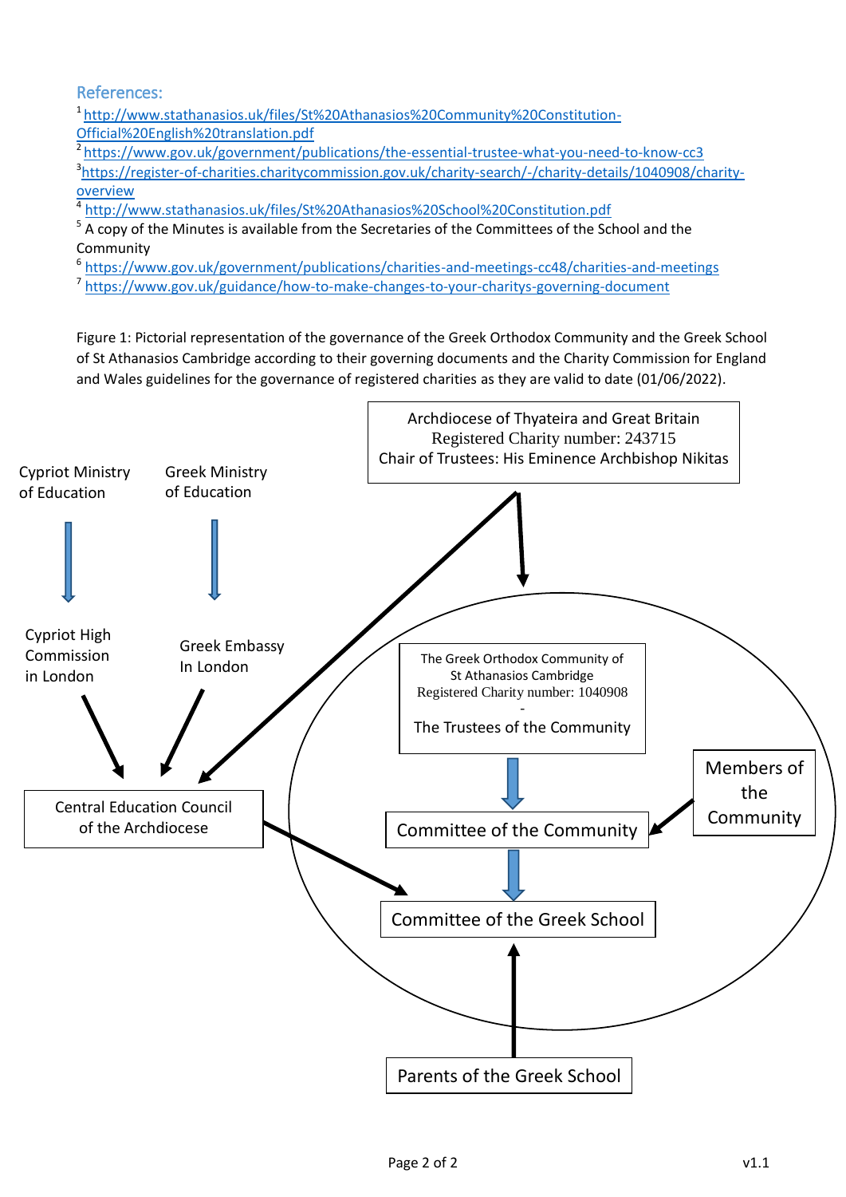## References:

[1] http://www.stathanasios.uk/files/St%20Athanasios%20Community%20Constitution-Official%20English%20translation.pdf

[2] https://www.gov.uk/government/publications/the-essential-trustee-what-you-need-to-know-cc3

[3] https://register-of-charities.charitycommission.gov.uk/charity-search/-/charity-details/1040908/charity-overview

[4] http://www.stathanasios.uk/files/St%20Athanasios%20School%20Constitution.pdf

[5] A copy of the Minutes is available from the Secretaries of the Committees of the School and the Community

[6] https://www.gov.uk/government/publications/charities-and-meetings-cc48/charities-and-meetings

[7] https://www.gov.uk/guidance/how-to-make-changes-to-your-charitys-governing-document

Figure 1: Pictorial representation of the governance of the Greek Orthodox Community and the Greek School of St Athanasios Cambridge according to their governing documents and the Charity Commission for England and Wales guidelines for the governance of registered charities as they are valid to date (01/06/2022).

Archdiocese of Thyateira and Great Britain
Registered Charity number: 243715
Chair of Trustees: His Eminence Archbishop Nikitas

Cypriot Ministry of Education

Greek Ministry of Education

Cypriot High Commission in London

Greek Embassy In London

Central Education Council of the Archdiocese

The Greek Orthodox Community of St Athanasios Cambridge
Registered Charity number: 1040908
-
The Trustees of the Community

Committee of the Community

Members of the Community

Committee of the Greek School

Parents of the Greek School